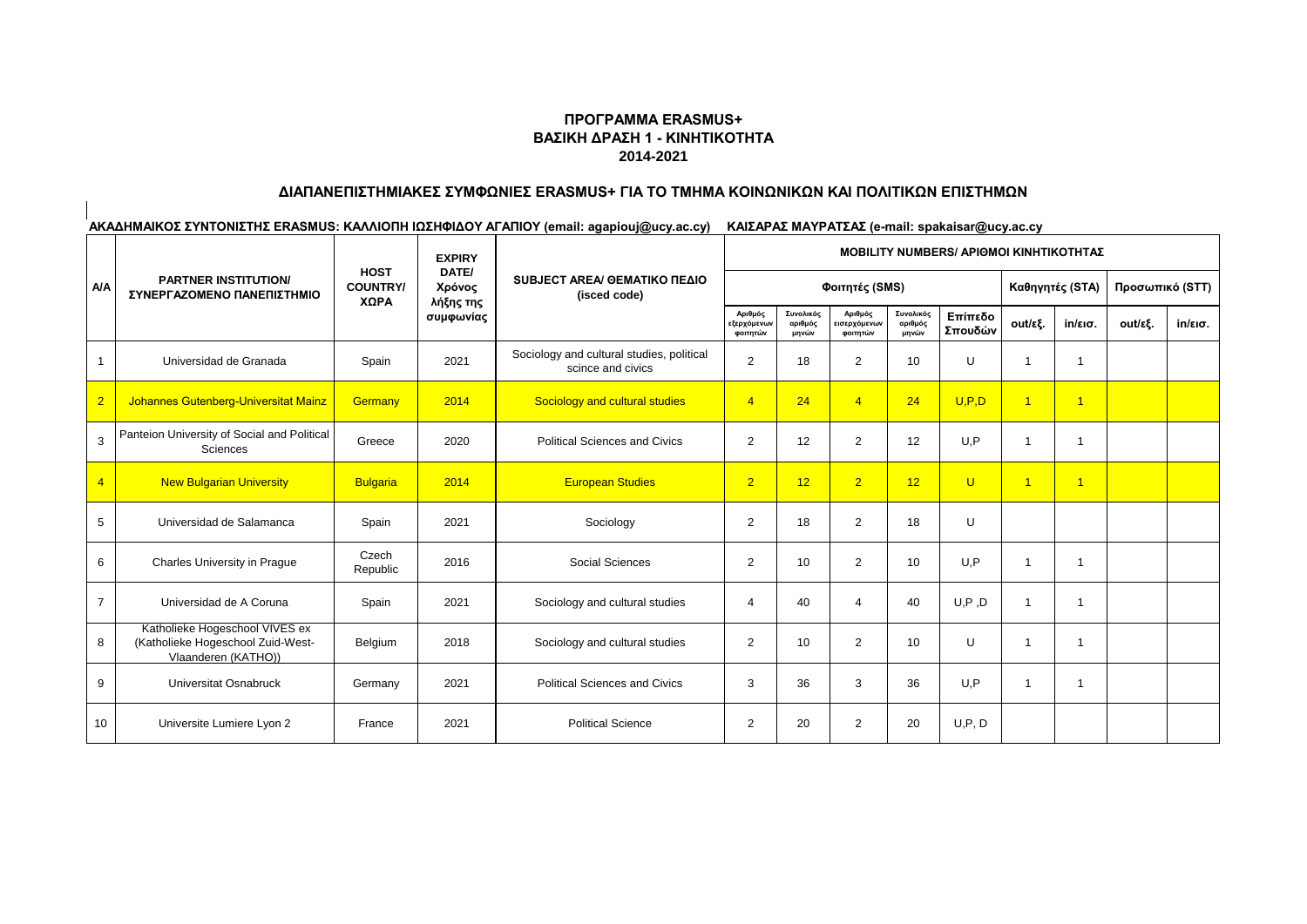**ΠΡΟΓΡΑΜΜΑ ERASMUS+**
**ΒΑΣΙΚΗ ΔΡΑΣΗ 1 - ΚΙΝΗΤΙΚΟΤΗΤΑ**
**2014-2021**

**ΔΙΑΠΑΝΕΠΙΣΤΗΜΙΑΚΕΣ ΣΥΜΦΩΝΙΕΣ ERASMUS+ ΓΙΑ ΤΟ ΤΜΗΜΑ ΚΟΙΝΩΝΙΚΩΝ ΚΑΙ ΠΟΛΙΤΙΚΩΝ ΕΠΙΣΤΗΜΩΝ**

**ΑΚΑΔΗΜΑΙΚΟΣ ΣΥΝΤΟΝΙΣΤΗΣ ERASMUS: ΚΑΛΛΙΟΠΗ ΙΩΣΗΦΙΔΟΥ ΑΓΑΠΙΟΥ (email: agapiouj@ucy.ac.cy) ΚΑΙΣΑΡΑΣ ΜΑΥΡΑΤΣΑΣ (e-mail: spakaisar@ucy.ac.cy**

| A/A | PARTNER INSTITUTION/ ΣΥΝΕΡΓΑΖΟΜΕΝΟ ΠΑΝΕΠΙΣΤΗΜΙΟ | HOST COUNTRY/ ΧΩΡΑ | EXPIRY DATE/ Χρόνος λήξης της συμφωνίας | SUBJECT AREA/ ΘΕΜΑΤΙΚΟ ΠΕΔΙΟ (isced code) | MOBILITY NUMBERS/ ΑΡΙΘΜΟΙ ΚΙΝΗΤΙΚΟΤΗΤΑΣ | | | | | | | | |
|---|---|---|---|---|---|---|---|---|---|---|---|---|---|
| | | | | | Φοιτητές (SMS) | | | | | Καθηγητές (STA) | | Προσωπικό (STT) | |
| | | | | | Αριθμός εξερχόμενων φοιτητών | Συνολικός αριθμός μηνών | Αριθμός εισερχόμενων φοιτητών | Συνολικός αριθμός μηνών | Επίπεδο Σπουδών | out/εξ. | in/εισ. | out/εξ. | in/εισ. |
| 1 | Universidad de Granada | Spain | 2021 | Sociology and cultural studies, political scince and civics | 2 | 18 | 2 | 10 | U | 1 | 1 | | |
| 2 | Johannes Gutenberg-Universitat Mainz | Germany | 2014 | Sociology and cultural studies | 4 | 24 | 4 | 24 | U,P,D | 1 | 1 | | |
| 3 | Panteion University of Social and Political Sciences | Greece | 2020 | Political Sciences and Civics | 2 | 12 | 2 | 12 | U,P | 1 | 1 | | |
| 4 | New Bulgarian University | Bulgaria | 2014 | European Studies | 2 | 12 | 2 | 12 | U | 1 | 1 | | |
| 5 | Universidad de Salamanca | Spain | 2021 | Sociology | 2 | 18 | 2 | 18 | U | | | | |
| 6 | Charles University in Prague | Czech Republic | 2016 | Social Sciences | 2 | 10 | 2 | 10 | U,P | 1 | 1 | | |
| 7 | Universidad de A Coruna | Spain | 2021 | Sociology and cultural studies | 4 | 40 | 4 | 40 | U,P ,D | 1 | 1 | | |
| 8 | Katholieke Hogeschool VIVES ex (Katholieke Hogeschool Zuid-West-Vlaanderen (KATHO)) | Belgium | 2018 | Sociology and cultural studies | 2 | 10 | 2 | 10 | U | 1 | 1 | | |
| 9 | Universitat Osnabruck | Germany | 2021 | Political Sciences and Civics | 3 | 36 | 3 | 36 | U,P | 1 | 1 | | |
| 10 | Universite Lumiere Lyon 2 | France | 2021 | Political Science | 2 | 20 | 2 | 20 | U,P, D | | | | |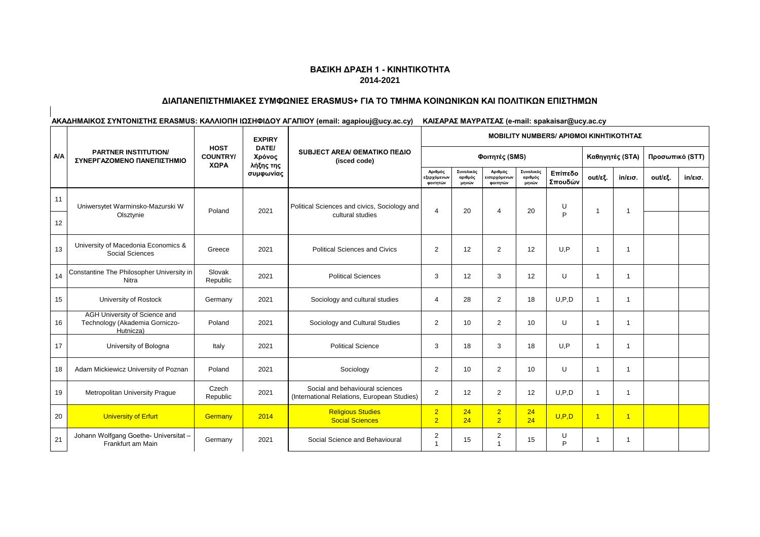## ΒΑΣΙΚΗ ΔΡΑΣΗ 1 - ΚΙΝΗΤΙΚΟΤΗΤΑ
## 2014-2021

### ΔΙΑΠΑΝΕΠΙΣΤΗΜΙΑΚΕΣ ΣΥΜΦΩΝΙΕΣ ERASMUS+ ΓΙΑ ΤΟ ΤΜΗΜΑ ΚΟΙΝΩΝΙΚΩΝ ΚΑΙ ΠΟΛΙΤΙΚΩΝ ΕΠΙΣΤΗΜΩΝ

**ΑΚΑΔΗΜΑΙΚΟΣ ΣΥΝΤΟΝΙΣΤΗΣ ERASMUS: ΚΑΛΛΙΟΠΗ ΙΩΣΗΦΙΔΟΥ ΑΓΑΠΙΟΥ (email: agapiouj@ucy.ac.cy) ΚΑΙΣΑΡΑΣ ΜΑΥΡΑΤΣΑΣ (e-mail: spakaisar@ucy.ac.cy**

| A/A | PARTNER INSTITUTION/ ΣΥΝΕΡΓΑΖΟΜΕΝΟ ΠΑΝΕΠΙΣΤΗΜΙΟ | HOST COUNTRY/ ΧΩΡΑ | EXPIRY DATE/ Χρόνος λήξης της συμφωνίας | SUBJECT AREA/ ΘΕΜΑΤΙΚΟ ΠΕΔΙΟ (isced code) | MOBILITY NUMBERS/ ΑΡΙΘΜΟΙ ΚΙΝΗΤΙΚΟΤΗΤΑΣ | | | | | | | | |
|---|---|---|---|---|---|---|---|---|---|---|---|---|---|
| | | | | | Φοιτητές (SMS) | | | | | Καθηγητές (STA) | | Προσωπικό (STT) | |
| | | | | | Αριθμός εξερχόμενων φοιτητών | Συνολικός αριθμός μηνών | Αριθμός εισερχόμενων φοιτητών | Συνολικός αριθμός μηνών | Επίπεδο Σπουδών | out/εξ. | in/εισ. | out/εξ. | in/εισ. |
| 11 | Uniwersytet Warminsko-Mazurski W Olsztynie | Poland | 2021 | Political Sciences and civics, Sociology and cultural studies | 4 | 20 | 4 | 20 | U | 1 | 1 | | |
| 12 | | | | | | | | | P | | | | |
| 13 | University of Macedonia Economics & Social Sciences | Greece | 2021 | Political Sciences and Civics | 2 | 12 | 2 | 12 | U,P | 1 | 1 | | |
| 14 | Constantine The Philosopher University in Nitra | Slovak Republic | 2021 | Political Sciences | 3 | 12 | 3 | 12 | U | 1 | 1 | | |
| 15 | University of Rostock | Germany | 2021 | Sociology and cultural studies | 4 | 28 | 2 | 18 | U,P,D | 1 | 1 | | |
| 16 | AGH University of Science and Technology (Akademia Gorniczo-Hutnicza) | Poland | 2021 | Sociology and Cultural Studies | 2 | 10 | 2 | 10 | U | 1 | 1 | | |
| 17 | University of Bologna | Italy | 2021 | Political Science | 3 | 18 | 3 | 18 | U,P | 1 | 1 | | |
| 18 | Adam Mickiewicz University of Poznan | Poland | 2021 | Sociology | 2 | 10 | 2 | 10 | U | 1 | 1 | | |
| 19 | Metropolitan University Prague | Czech Republic | 2021 | Social and behavioural sciences (International Relations, European Studies) | 2 | 12 | 2 | 12 | U,P,D | 1 | 1 | | |
| 20 | University of Erfurt | Germany | 2014 | Religious Studies<br>Social Sciences | 2<br>2 | 24<br>24 | 2<br>2 | 24<br>24 | U,P,D | 1 | 1 | | |
| 21 | Johann Wolfgang Goethe- Universitat – Frankfurt am Main | Germany | 2021 | Social Science and Behavioural | 2<br>1 | 15 | 2<br>1 | 15 | U<br>P | 1 | 1 | | |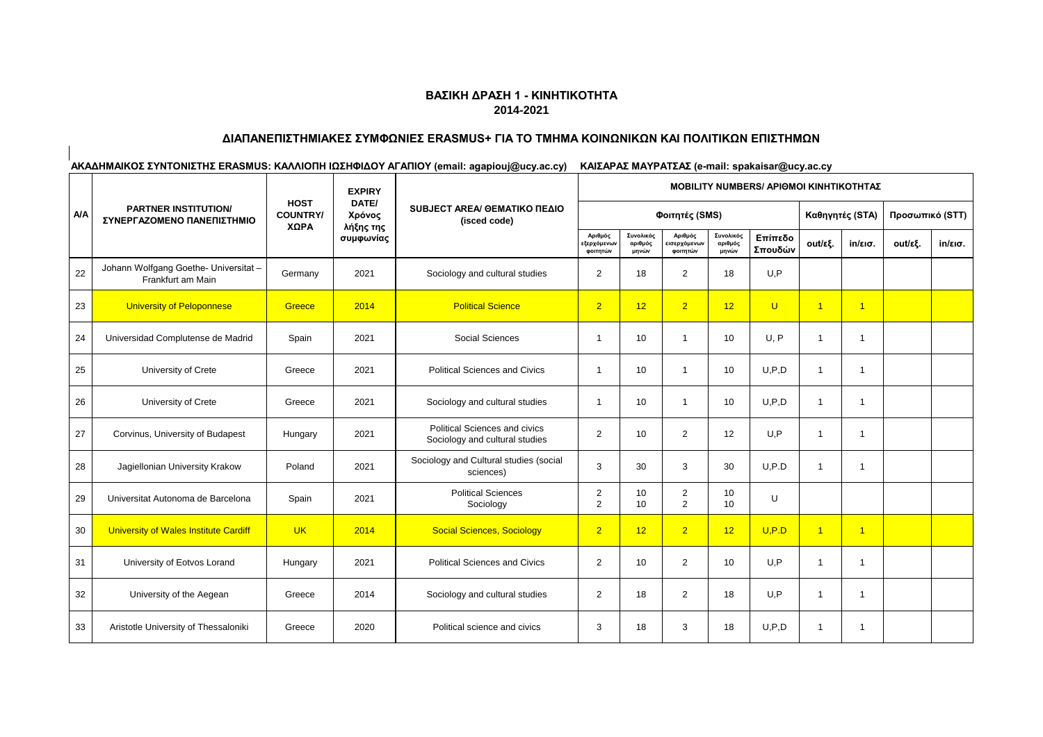## ΒΑΣΙΚΗ ΔΡΑΣΗ 1 - ΚΙΝΗΤΙΚΟΤΗΤΑ
## 2014-2021

### ΔΙΑΠΑΝΕΠΙΣΤΗΜΙΑΚΕΣ ΣΥΜΦΩΝΙΕΣ ERASMUS+ ΓΙΑ ΤΟ ΤΜΗΜΑ ΚΟΙΝΩΝΙΚΩΝ ΚΑΙ ΠΟΛΙΤΙΚΩΝ ΕΠΙΣΤΗΜΩΝ

**ΑΚΑΔΗΜΑΙΚΟΣ ΣΥΝΤΟΝΙΣΤΗΣ ERASMUS: ΚΑΛΛΙΟΠΗ ΙΩΣΗΦΙΔΟΥ ΑΓΑΠΙΟΥ (email: agapiouj@ucy.ac.cy) ΚΑΙΣΑΡΑΣ ΜΑΥΡΑΤΣΑΣ (e-mail: spakaisar@ucy.ac.cy**

| A/A | PARTNER INSTITUTION/ ΣΥΝΕΡΓΑΖΟΜΕΝΟ ΠΑΝΕΠΙΣΤΗΜΙΟ | HOST COUNTRY/ ΧΩΡΑ | EXPIRY DATE/ Χρόνος λήξης της συμφωνίας | SUBJECT AREA/ ΘΕΜΑΤΙΚΟ ΠΕΔΙΟ (isced code) | MOBILITY NUMBERS/ ΑΡΙΘΜΟΙ ΚΙΝΗΤΙΚΟΤΗΤΑΣ | | | | | | | | |
|---|---|---|---|---|---|---|---|---|---|---|---|---|---|
| | | | | | Φοιτητές (SMS) | | | | | Καθηγητές (STA) | | Προσωπικό (STT) | |
| | | | | | Αριθμός εξερχόμενων φοιτητών | Συνολικός αριθμός μηνών | Αριθμός εισερχόμενων φοιτητών | Συνολικός αριθμός μηνών | Επίπεδο Σπουδών | out/εξ. | in/εισ. | out/εξ. | in/εισ. |
| 22 | Johann Wolfgang Goethe- Universitat – Frankfurt am Main | Germany | 2021 | Sociology and cultural studies | 2 | 18 | 2 | 18 | U,P | | | | |
| 23 | University of Peloponnese | Greece | 2014 | Political Science | 2 | 12 | 2 | 12 | U | 1 | 1 | | |
| 24 | Universidad Complutense de Madrid | Spain | 2021 | Social Sciences | 1 | 10 | 1 | 10 | U, P | 1 | 1 | | |
| 25 | University of Crete | Greece | 2021 | Political Sciences and Civics | 1 | 10 | 1 | 10 | U,P,D | 1 | 1 | | |
| 26 | University of Crete | Greece | 2021 | Sociology and cultural studies | 1 | 10 | 1 | 10 | U,P,D | 1 | 1 | | |
| 27 | Corvinus, University of Budapest | Hungary | 2021 | Political Sciences and civics<br>Sociology and cultural studies | 2 | 10 | 2 | 12 | U,P | 1 | 1 | | |
| 28 | Jagiellonian University Krakow | Poland | 2021 | Sociology and Cultural studies (social sciences) | 3 | 30 | 3 | 30 | U,P,D | 1 | 1 | | |
| 29 | Universitat Autonoma de Barcelona | Spain | 2021 | Political Sciences<br>Sociology | 2<br>2 | 10<br>10 | 2<br>2 | 10<br>10 | U | | | | |
| 30 | University of Wales Institute Cardiff | UK | 2014 | Social Sciences, Sociology | 2 | 12 | 2 | 12 | U,P.D | 1 | 1 | | |
| 31 | University of Eotvos Lorand | Hungary | 2021 | Political Sciences and Civics | 2 | 10 | 2 | 10 | U,P | 1 | 1 | | |
| 32 | University of the Aegean | Greece | 2014 | Sociology and cultural studies | 2 | 18 | 2 | 18 | U,P | 1 | 1 | | |
| 33 | Aristotle University of Thessaloniki | Greece | 2020 | Political science and civics | 3 | 18 | 3 | 18 | U,P,D | 1 | 1 | | |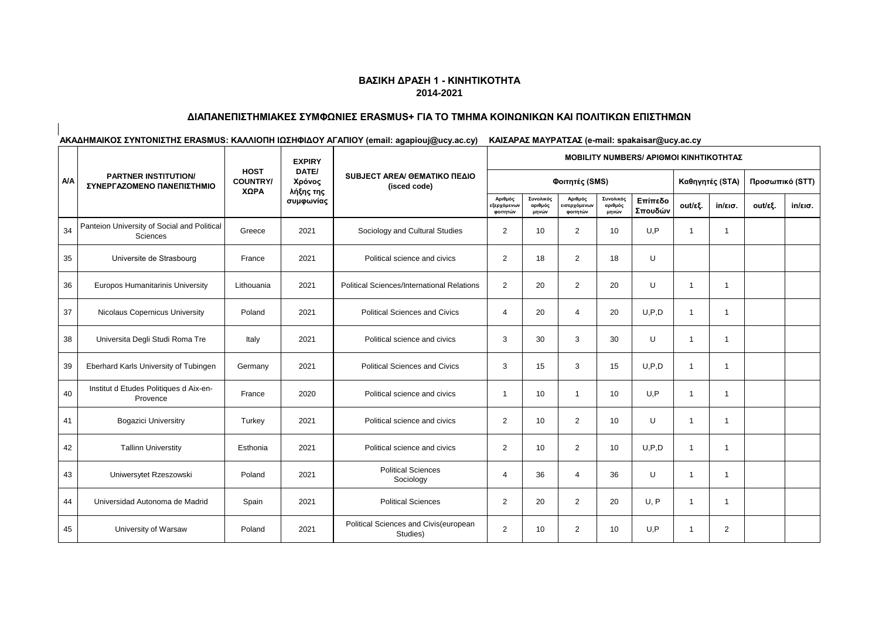### ΒΑΣΙΚΗ ΔΡΑΣΗ 1 - ΚΙΝΗΤΙΚΟΤΗΤΑ
### 2014-2021

### ΔΙΑΠΑΝΕΠΙΣΤΗΜΙΑΚΕΣ ΣΥΜΦΩΝΙΕΣ ERASMUS+ ΓΙΑ ΤΟ ΤΜΗΜΑ ΚΟΙΝΩΝΙΚΩΝ ΚΑΙ ΠΟΛΙΤΙΚΩΝ ΕΠΙΣΤΗΜΩΝ

**ΑΚΑΔΗΜΑΙΚΟΣ ΣΥΝΤΟΝΙΣΤΗΣ ERASMUS: ΚΑΛΛΙΟΠΗ ΙΩΣΗΦΙΔΟΥ ΑΓΑΠΙΟΥ (email: agapiouj@ucy.ac.cy) ΚΑΙΣΑΡΑΣ ΜΑΥΡΑΤΣΑΣ (e-mail: spakaisar@ucy.ac.cy**

| A/A | PARTNER INSTITUTION/ ΣΥΝΕΡΓΑΖΟΜΕΝΟ ΠΑΝΕΠΙΣΤΗΜΙΟ | HOST COUNTRY/ ΧΩΡΑ | EXPIRY DATE/ Χρόνος λήξης της συμφωνίας | SUBJECT AREA/ ΘΕΜΑΤΙΚΟ ΠΕΔΙΟ (isced code) | MOBILITY NUMBERS/ ΑΡΙΘΜΟΙ ΚΙΝΗΤΙΚΟΤΗΤΑΣ | | | | | | | | |
|---|---|---|---|---|---|---|---|---|---|---|---|---|---|
| | | | | | Φοιτητές (SMS) | | | | | Καθηγητές (STA) | | Προσωπικό (STT) | |
| | | | | | Αριθμός εξερχόμενων φοιτητών | Συνολικός αριθμός μηνών | Αριθμός εισερχόμενων φοιτητών | Συνολικός αριθμός μηνών | Επίπεδο Σπουδών | out/εξ. | in/εισ. | out/εξ. | in/εισ. |
| 34 | Panteion University of Social and Political Sciences | Greece | 2021 | Sociology and Cultural Studies | 2 | 10 | 2 | 10 | U,P | 1 | 1 | | |
| 35 | Universite de Strasbourg | France | 2021 | Political science and civics | 2 | 18 | 2 | 18 | U | | | | |
| 36 | Europos Humanitarinis University | Lithouania | 2021 | Political Sciences/International Relations | 2 | 20 | 2 | 20 | U | 1 | 1 | | |
| 37 | Nicolaus Copernicus University | Poland | 2021 | Political Sciences and Civics | 4 | 20 | 4 | 20 | U,P,D | 1 | 1 | | |
| 38 | Universita Degli Studi Roma Tre | Italy | 2021 | Political science and civics | 3 | 30 | 3 | 30 | U | 1 | 1 | | |
| 39 | Eberhard Karls University of Tubingen | Germany | 2021 | Political Sciences and Civics | 3 | 15 | 3 | 15 | U,P,D | 1 | 1 | | |
| 40 | Institut d Etudes Politiques d Aix-en-Provence | France | 2020 | Political science and civics | 1 | 10 | 1 | 10 | U,P | 1 | 1 | | |
| 41 | Bogazici Universitry | Turkey | 2021 | Political science and civics | 2 | 10 | 2 | 10 | U | 1 | 1 | | |
| 42 | Tallinn Universtity | Esthonia | 2021 | Political science and civics | 2 | 10 | 2 | 10 | U,P,D | 1 | 1 | | |
| 43 | Uniwersytet Rzeszowski | Poland | 2021 | Political Sciences Sociology | 4 | 36 | 4 | 36 | U | 1 | 1 | | |
| 44 | Universidad Autonoma de Madrid | Spain | 2021 | Political Sciences | 2 | 20 | 2 | 20 | U, P | 1 | 1 | | |
| 45 | University of Warsaw | Poland | 2021 | Political Sciences and Civis(european Studies) | 2 | 10 | 2 | 10 | U,P | 1 | 2 | | |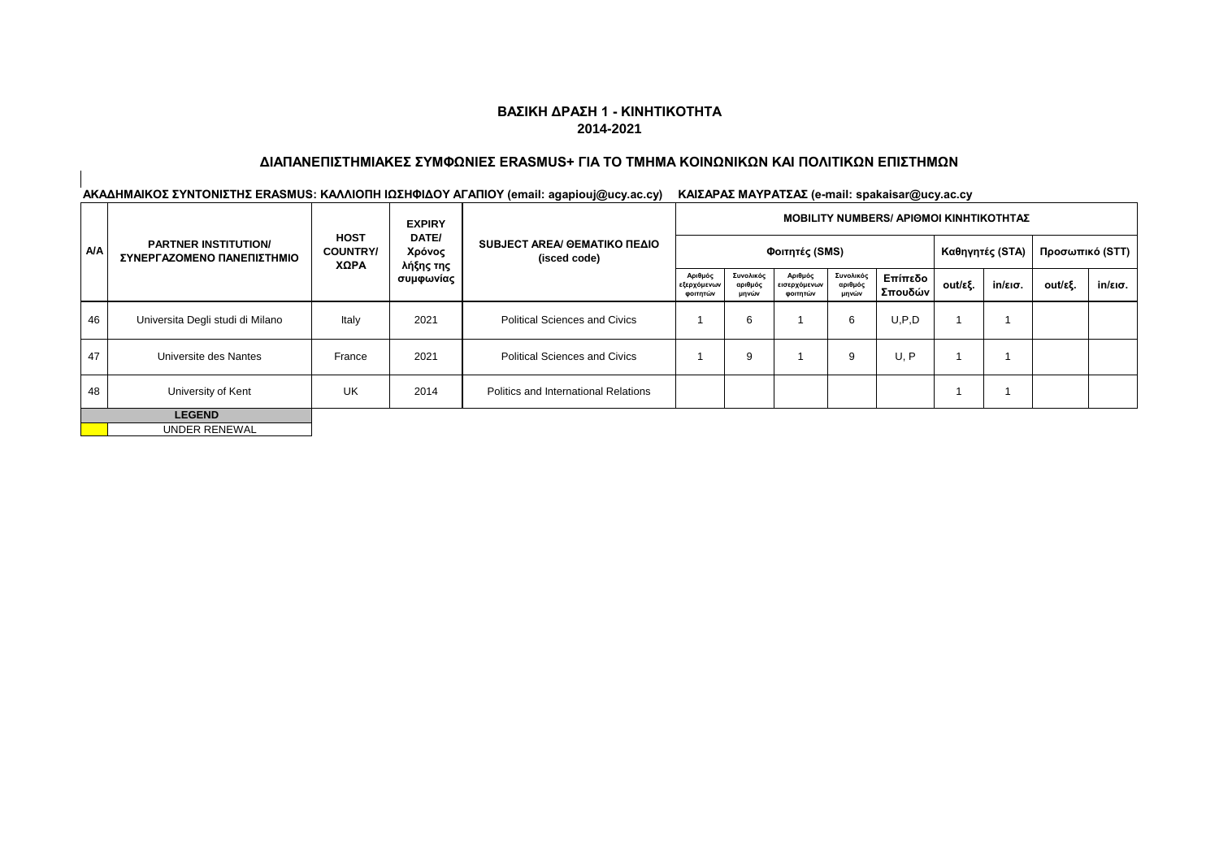**ΒΑΣΙΚΗ ΔΡΑΣΗ 1 - ΚΙΝΗΤΙΚΟΤΗΤΑ**
**2014-2021**

**ΔΙΑΠΑΝΕΠΙΣΤΗΜΙΑΚΕΣ ΣΥΜΦΩΝΙΕΣ ERASMUS+ ΓΙΑ ΤΟ ΤΜΗΜΑ ΚΟΙΝΩΝΙΚΩΝ ΚΑΙ ΠΟΛΙΤΙΚΩΝ ΕΠΙΣΤΗΜΩΝ**

**ΑΚΑΔΗΜΑΙΚΟΣ ΣΥΝΤΟΝΙΣΤΗΣ ERASMUS: ΚΑΛΛΙΟΠΗ ΙΩΣΗΦΙΔΟΥ ΑΓΑΠΙΟΥ (email: agapiouj@ucy.ac.cy) ΚΑΙΣΑΡΑΣ ΜΑΥΡΑΤΣΑΣ (e-mail: spakaisar@ucy.ac.cy**

| A/A | PARTNER INSTITUTION/ ΣΥΝΕΡΓΑΖΟΜΕΝΟ ΠΑΝΕΠΙΣΤΗΜΙΟ | HOST COUNTRY/ ΧΩΡΑ | EXPIRY DATE/ Χρόνος λήξης της συμφωνίας | SUBJECT AREA/ ΘΕΜΑΤΙΚΟ ΠΕΔΙΟ (isced code) | MOBILITY NUMBERS/ ΑΡΙΘΜΟΙ ΚΙΝΗΤΙΚΟΤΗΤΑΣ | | | | | | | | |
|---|---|---|---|---|---|---|---|---|---|---|---|---|---|
| | | | | | Φοιτητές (SMS) | | | | | Καθηγητές (STA) | | Προσωπικό (STT) | |
| | | | | | Αριθμός εξερχόμενων φοιτητών | Συνολικός αριθμός μηνών | Αριθμός εισερχόμενων φοιτητών | Συνολικός αριθμός μηνών | Επίπεδο Σπουδών | out/εξ. | in/εισ. | out/εξ. | in/εισ. |
| 46 | Universita Degli studi di Milano | Italy | 2021 | Political Sciences and Civics | 1 | 6 | 1 | 6 | U,P,D | 1 | 1 | | |
| 47 | Universite des Nantes | France | 2021 | Political Sciences and Civics | 1 | 9 | 1 | 9 | U, P | 1 | 1 | | |
| 48 | University of Kent | UK | 2014 | Politics and International Relations | | | | | | 1 | 1 | | |

| LEGEND | |
|---|---|
| | UNDER RENEWAL |